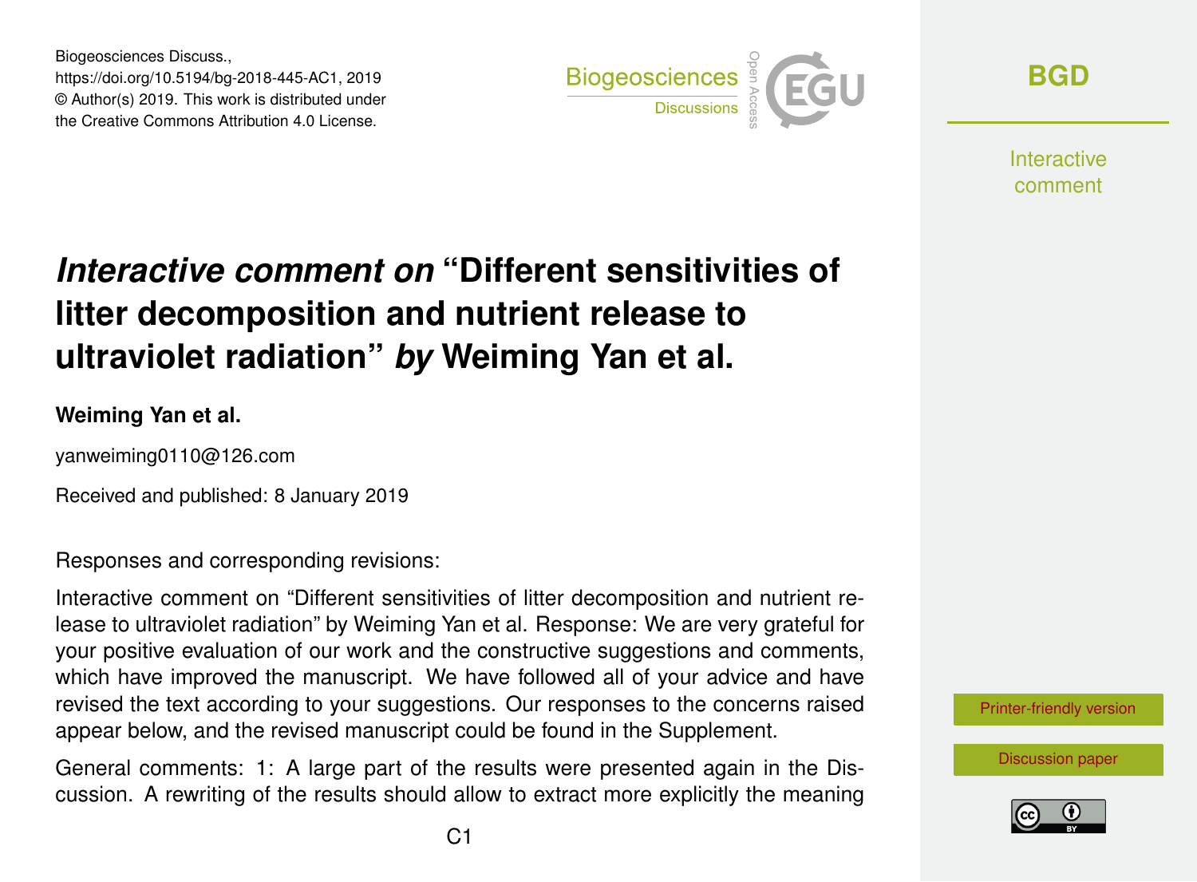Biogeosciences Discuss.,
https://doi.org/10.5194/bg-2018-445-AC1, 2019
© Author(s) 2019. This work is distributed under
the Creative Commons Attribution 4.0 License.

# *Interactive comment on* "Different sensitivities of litter decomposition and nutrient release to ultraviolet radiation" *by* Weiming Yan et al.

**Weiming Yan et al.**

yanweiming0110@126.com

Received and published: 8 January 2019

Responses and corresponding revisions:

Interactive comment on "Different sensitivities of litter decomposition and nutrient release to ultraviolet radiation" by Weiming Yan et al. Response: We are very grateful for your positive evaluation of our work and the constructive suggestions and comments, which have improved the manuscript. We have followed all of your advice and have revised the text according to your suggestions. Our responses to the concerns raised appear below, and the revised manuscript could be found in the Supplement.

General comments: 1: A large part of the results were presented again in the Discussion. A rewriting of the results should allow to extract more explicitly the meaning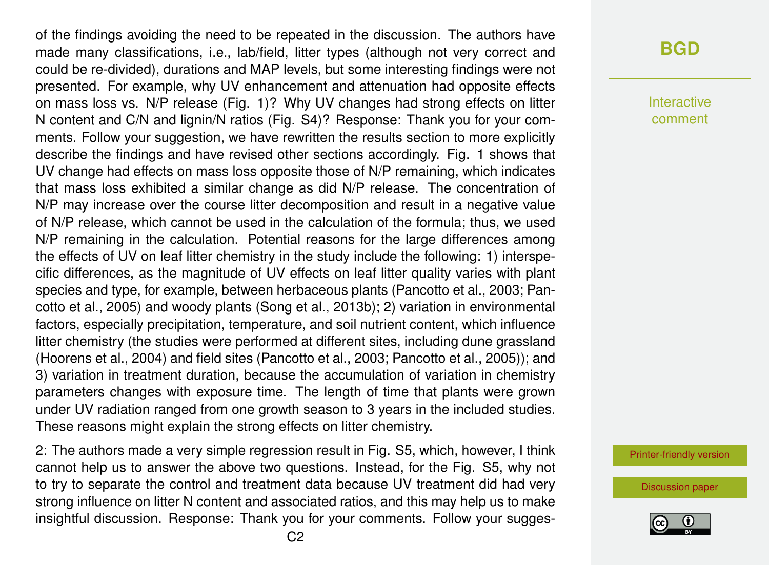of the findings avoiding the need to be repeated in the discussion. The authors have made many classifications, i.e., lab/field, litter types (although not very correct and could be re-divided), durations and MAP levels, but some interesting findings were not presented. For example, why UV enhancement and attenuation had opposite effects on mass loss vs. N/P release (Fig. 1)? Why UV changes had strong effects on litter N content and C/N and lignin/N ratios (Fig. S4)? Response: Thank you for your comments. Follow your suggestion, we have rewritten the results section to more explicitly describe the findings and have revised other sections accordingly. Fig. 1 shows that UV change had effects on mass loss opposite those of N/P remaining, which indicates that mass loss exhibited a similar change as did N/P release. The concentration of N/P may increase over the course litter decomposition and result in a negative value of N/P release, which cannot be used in the calculation of the formula; thus, we used N/P remaining in the calculation. Potential reasons for the large differences among the effects of UV on leaf litter chemistry in the study include the following: 1) interspecific differences, as the magnitude of UV effects on leaf litter quality varies with plant species and type, for example, between herbaceous plants (Pancotto et al., 2003; Pancotto et al., 2005) and woody plants (Song et al., 2013b); 2) variation in environmental factors, especially precipitation, temperature, and soil nutrient content, which influence litter chemistry (the studies were performed at different sites, including dune grassland (Hoorens et al., 2004) and field sites (Pancotto et al., 2003; Pancotto et al., 2005)); and 3) variation in treatment duration, because the accumulation of variation in chemistry parameters changes with exposure time. The length of time that plants were grown under UV radiation ranged from one growth season to 3 years in the included studies. These reasons might explain the strong effects on litter chemistry.

2: The authors made a very simple regression result in Fig. S5, which, however, I think cannot help us to answer the above two questions. Instead, for the Fig. S5, why not to try to separate the control and treatment data because UV treatment did had very strong influence on litter N content and associated ratios, and this may help us to make insightful discussion. Response: Thank you for your comments. Follow your sugges-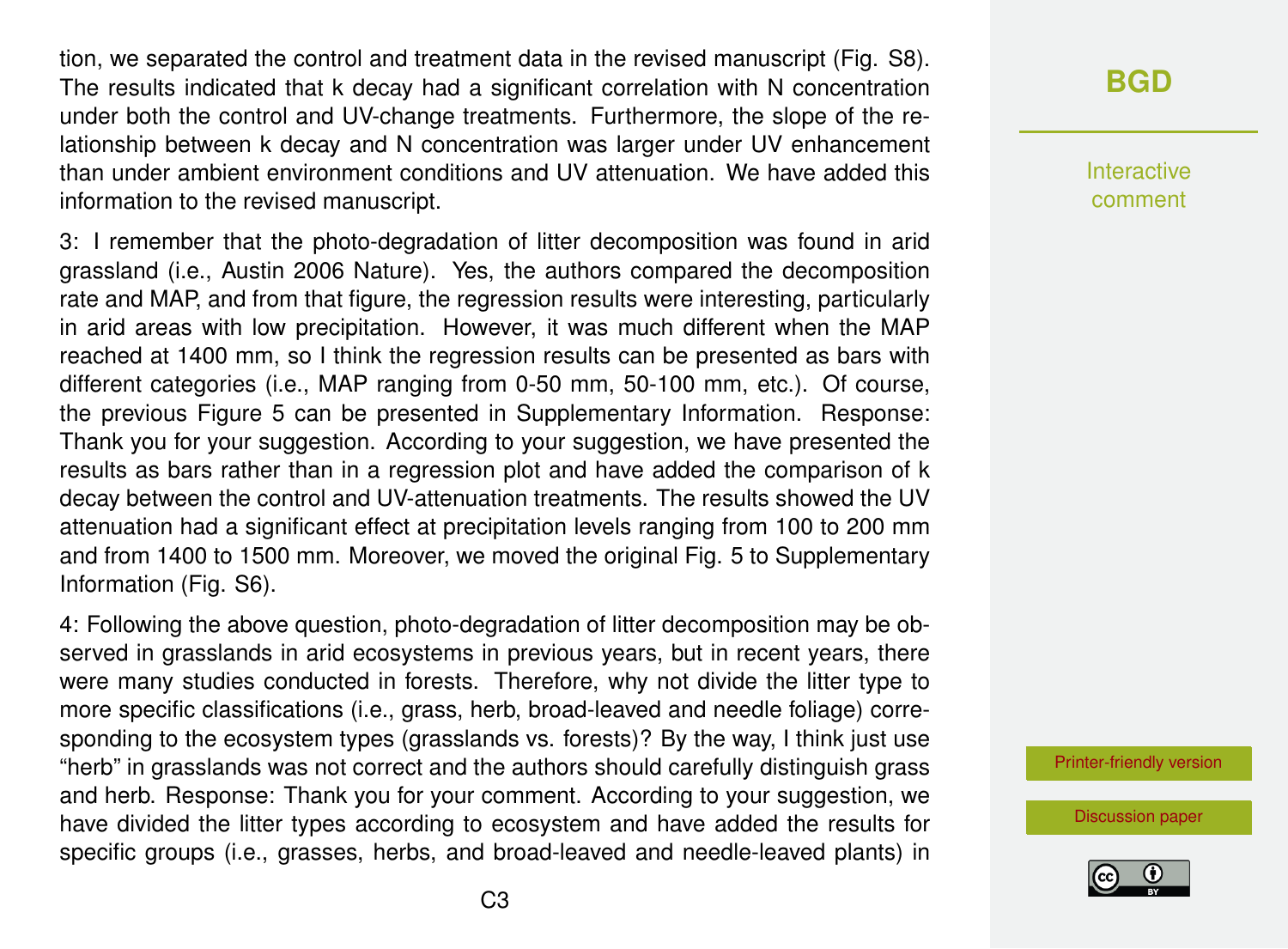tion, we separated the control and treatment data in the revised manuscript (Fig. S8). The results indicated that k decay had a significant correlation with N concentration under both the control and UV-change treatments. Furthermore, the slope of the relationship between k decay and N concentration was larger under UV enhancement than under ambient environment conditions and UV attenuation. We have added this information to the revised manuscript.

3: I remember that the photo-degradation of litter decomposition was found in arid grassland (i.e., Austin 2006 Nature). Yes, the authors compared the decomposition rate and MAP, and from that figure, the regression results were interesting, particularly in arid areas with low precipitation. However, it was much different when the MAP reached at 1400 mm, so I think the regression results can be presented as bars with different categories (i.e., MAP ranging from 0-50 mm, 50-100 mm, etc.). Of course, the previous Figure 5 can be presented in Supplementary Information. Response: Thank you for your suggestion. According to your suggestion, we have presented the results as bars rather than in a regression plot and have added the comparison of k decay between the control and UV-attenuation treatments. The results showed the UV attenuation had a significant effect at precipitation levels ranging from 100 to 200 mm and from 1400 to 1500 mm. Moreover, we moved the original Fig. 5 to Supplementary Information (Fig. S6).

4: Following the above question, photo-degradation of litter decomposition may be observed in grasslands in arid ecosystems in previous years, but in recent years, there were many studies conducted in forests. Therefore, why not divide the litter type to more specific classifications (i.e., grass, herb, broad-leaved and needle foliage) corresponding to the ecosystem types (grasslands vs. forests)? By the way, I think just use "herb" in grasslands was not correct and the authors should carefully distinguish grass and herb. Response: Thank you for your comment. According to your suggestion, we have divided the litter types according to ecosystem and have added the results for specific groups (i.e., grasses, herbs, and broad-leaved and needle-leaved plants) in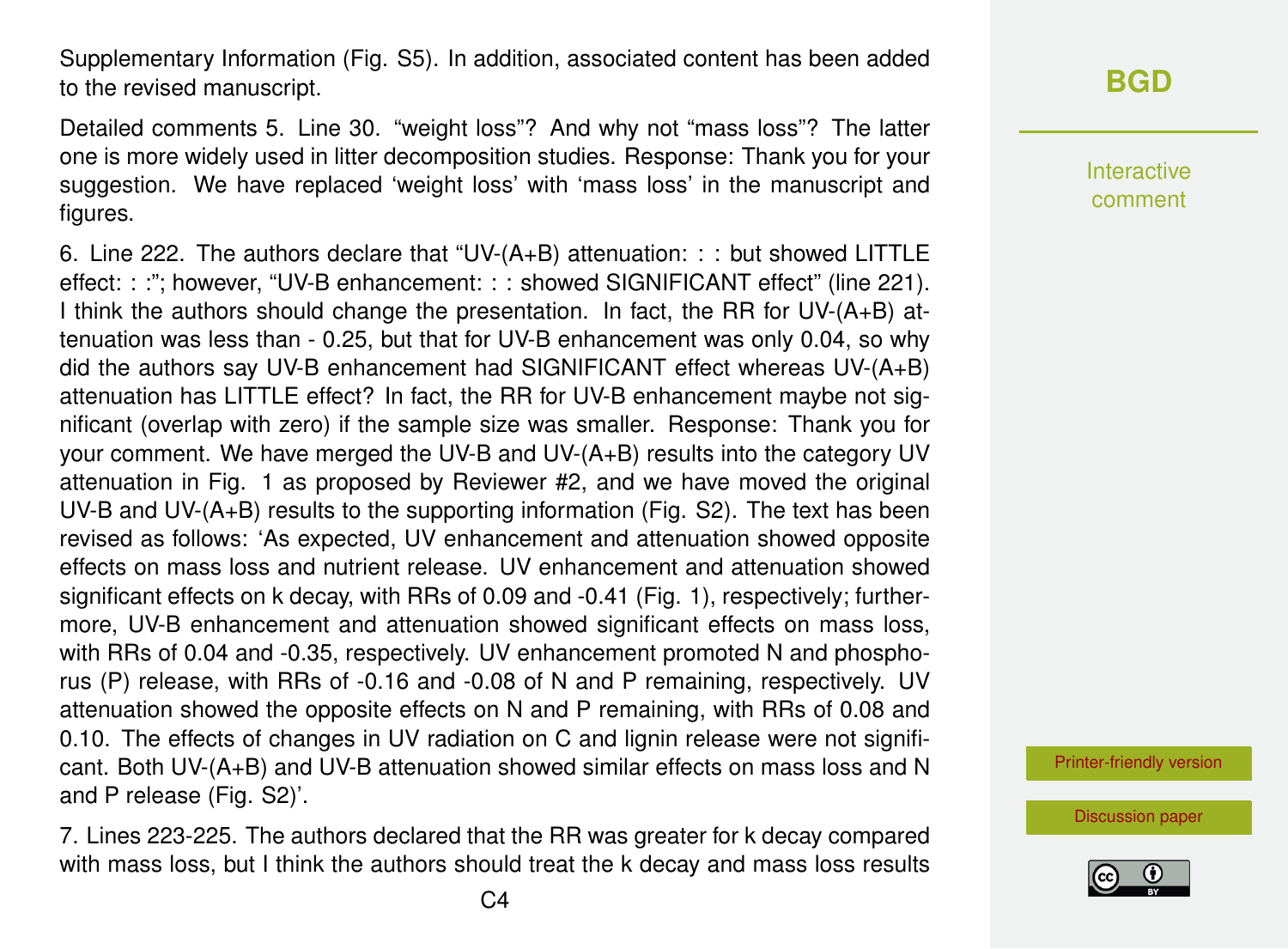Supplementary Information (Fig. S5). In addition, associated content has been added to the revised manuscript.

Detailed comments 5. Line 30. "weight loss"? And why not "mass loss"? The latter one is more widely used in litter decomposition studies. Response: Thank you for your suggestion. We have replaced 'weight loss' with 'mass loss' in the manuscript and figures.

6. Line 222. The authors declare that "UV-(A+B) attenuation: : : but showed LITTLE effect: : :"; however, "UV-B enhancement: : : showed SIGNIFICANT effect" (line 221). I think the authors should change the presentation. In fact, the RR for UV-(A+B) attenuation was less than - 0.25, but that for UV-B enhancement was only 0.04, so why did the authors say UV-B enhancement had SIGNIFICANT effect whereas UV-(A+B) attenuation has LITTLE effect? In fact, the RR for UV-B enhancement maybe not significant (overlap with zero) if the sample size was smaller. Response: Thank you for your comment. We have merged the UV-B and UV-(A+B) results into the category UV attenuation in Fig. 1 as proposed by Reviewer #2, and we have moved the original UV-B and UV-(A+B) results to the supporting information (Fig. S2). The text has been revised as follows: 'As expected, UV enhancement and attenuation showed opposite effects on mass loss and nutrient release. UV enhancement and attenuation showed significant effects on k decay, with RRs of 0.09 and -0.41 (Fig. 1), respectively; furthermore, UV-B enhancement and attenuation showed significant effects on mass loss, with RRs of 0.04 and -0.35, respectively. UV enhancement promoted N and phosphorus (P) release, with RRs of -0.16 and -0.08 of N and P remaining, respectively. UV attenuation showed the opposite effects on N and P remaining, with RRs of 0.08 and 0.10. The effects of changes in UV radiation on C and lignin release were not significant. Both UV-(A+B) and UV-B attenuation showed similar effects on mass loss and N and P release (Fig. S2)'.

7. Lines 223-225. The authors declared that the RR was greater for k decay compared with mass loss, but I think the authors should treat the k decay and mass loss results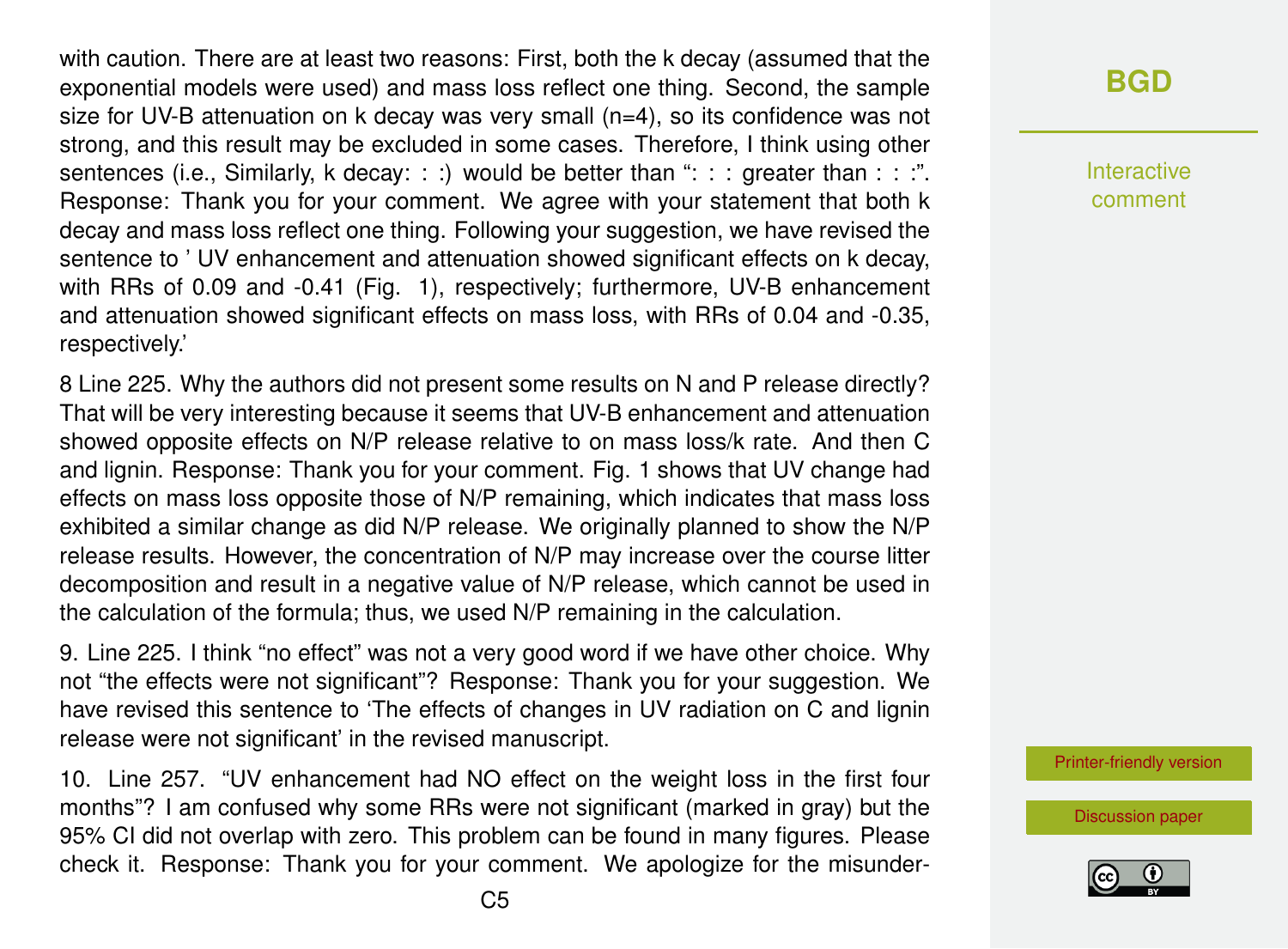with caution. There are at least two reasons: First, both the k decay (assumed that the exponential models were used) and mass loss reflect one thing. Second, the sample size for UV-B attenuation on k decay was very small (n=4), so its confidence was not strong, and this result may be excluded in some cases. Therefore, I think using other sentences (i.e., Similarly, k decay: : :) would be better than ": : : greater than : : :". Response: Thank you for your comment. We agree with your statement that both k decay and mass loss reflect one thing. Following your suggestion, we have revised the sentence to ' UV enhancement and attenuation showed significant effects on k decay, with RRs of 0.09 and -0.41 (Fig. 1), respectively; furthermore, UV-B enhancement and attenuation showed significant effects on mass loss, with RRs of 0.04 and -0.35, respectively.'

8 Line 225. Why the authors did not present some results on N and P release directly? That will be very interesting because it seems that UV-B enhancement and attenuation showed opposite effects on N/P release relative to on mass loss/k rate. And then C and lignin. Response: Thank you for your comment. Fig. 1 shows that UV change had effects on mass loss opposite those of N/P remaining, which indicates that mass loss exhibited a similar change as did N/P release. We originally planned to show the N/P release results. However, the concentration of N/P may increase over the course litter decomposition and result in a negative value of N/P release, which cannot be used in the calculation of the formula; thus, we used N/P remaining in the calculation.

9. Line 225. I think "no effect" was not a very good word if we have other choice. Why not "the effects were not significant"? Response: Thank you for your suggestion. We have revised this sentence to 'The effects of changes in UV radiation on C and lignin release were not significant' in the revised manuscript.

10. Line 257. "UV enhancement had NO effect on the weight loss in the first four months"? I am confused why some RRs were not significant (marked in gray) but the 95% CI did not overlap with zero. This problem can be found in many figures. Please check it. Response: Thank you for your comment. We apologize for the misunder-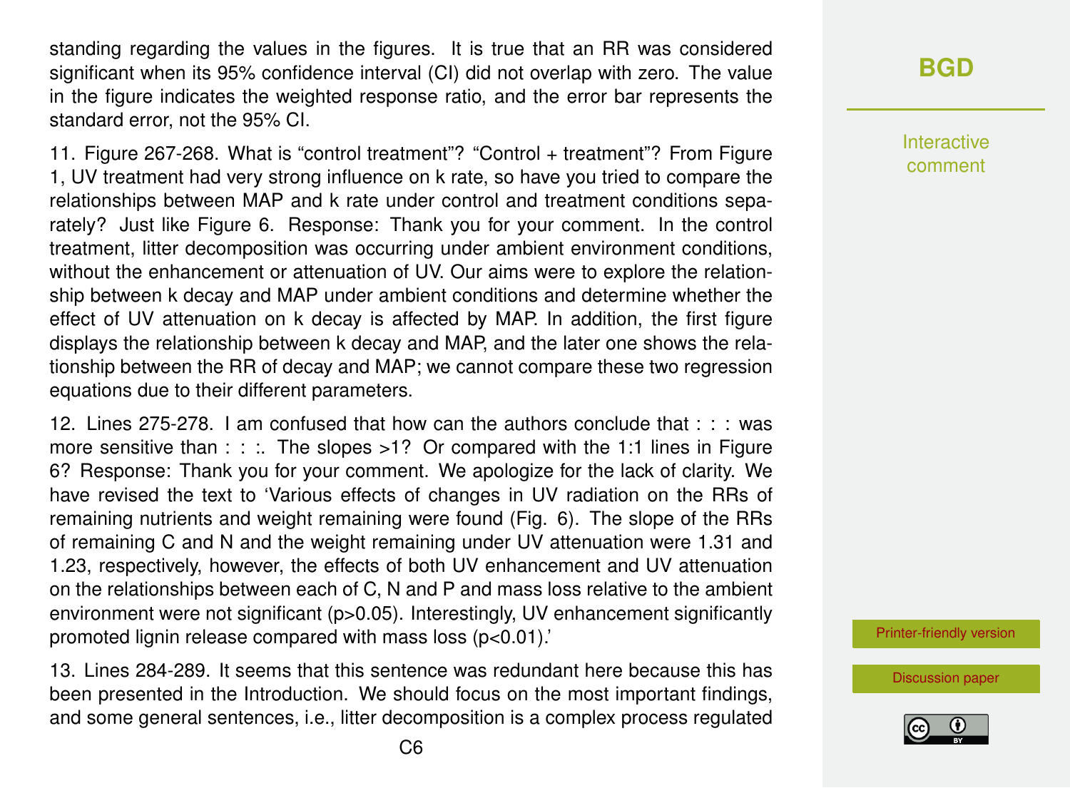standing regarding the values in the figures. It is true that an RR was considered significant when its 95% confidence interval (CI) did not overlap with zero. The value in the figure indicates the weighted response ratio, and the error bar represents the standard error, not the 95% CI.

11. Figure 267-268. What is "control treatment"? "Control + treatment"? From Figure 1, UV treatment had very strong influence on k rate, so have you tried to compare the relationships between MAP and k rate under control and treatment conditions separately? Just like Figure 6. Response: Thank you for your comment. In the control treatment, litter decomposition was occurring under ambient environment conditions, without the enhancement or attenuation of UV. Our aims were to explore the relationship between k decay and MAP under ambient conditions and determine whether the effect of UV attenuation on k decay is affected by MAP. In addition, the first figure displays the relationship between k decay and MAP, and the later one shows the relationship between the RR of decay and MAP; we cannot compare these two regression equations due to their different parameters.

12. Lines 275-278. I am confused that how can the authors conclude that : : : was more sensitive than : : :. The slopes >1? Or compared with the 1:1 lines in Figure 6? Response: Thank you for your comment. We apologize for the lack of clarity. We have revised the text to 'Various effects of changes in UV radiation on the RRs of remaining nutrients and weight remaining were found (Fig. 6). The slope of the RRs of remaining C and N and the weight remaining under UV attenuation were 1.31 and 1.23, respectively, however, the effects of both UV enhancement and UV attenuation on the relationships between each of C, N and P and mass loss relative to the ambient environment were not significant ($p>0.05$). Interestingly, UV enhancement significantly promoted lignin release compared with mass loss ($p<0.01$).'

13. Lines 284-289. It seems that this sentence was redundant here because this has been presented in the Introduction. We should focus on the most important findings, and some general sentences, i.e., litter decomposition is a complex process regulated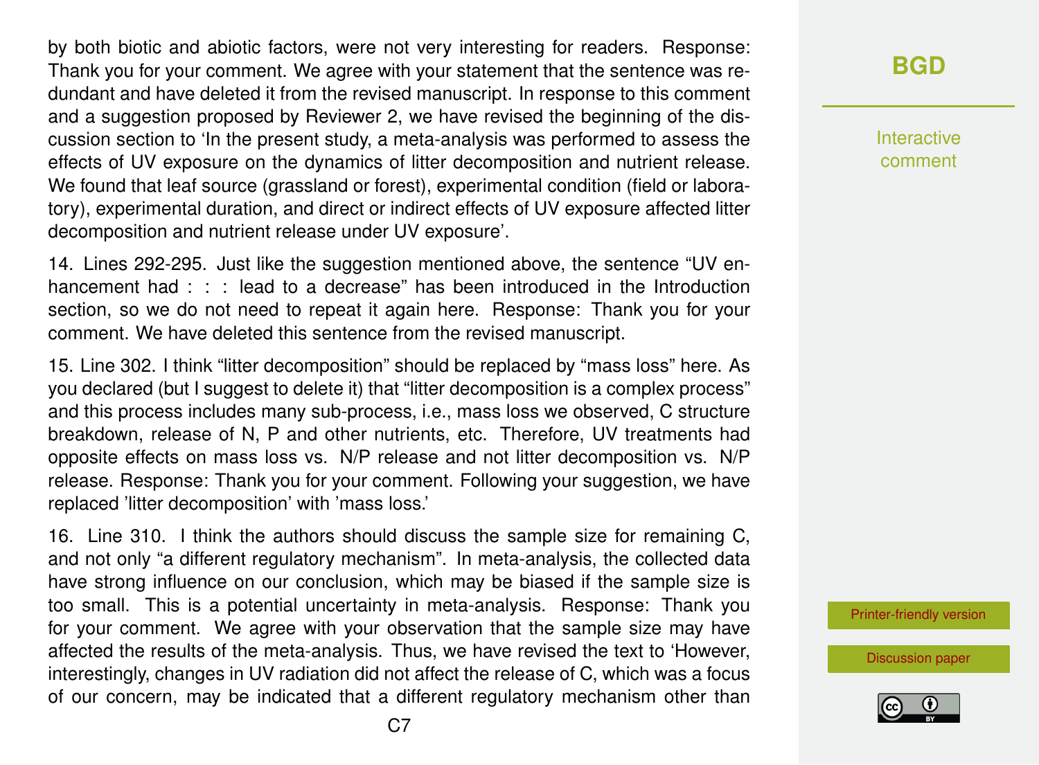by both biotic and abiotic factors, were not very interesting for readers. Response: Thank you for your comment. We agree with your statement that the sentence was redundant and have deleted it from the revised manuscript. In response to this comment and a suggestion proposed by Reviewer 2, we have revised the beginning of the discussion section to 'In the present study, a meta-analysis was performed to assess the effects of UV exposure on the dynamics of litter decomposition and nutrient release. We found that leaf source (grassland or forest), experimental condition (field or laboratory), experimental duration, and direct or indirect effects of UV exposure affected litter decomposition and nutrient release under UV exposure'.

14. Lines 292-295. Just like the suggestion mentioned above, the sentence "UV enhancement had : : : lead to a decrease" has been introduced in the Introduction section, so we do not need to repeat it again here. Response: Thank you for your comment. We have deleted this sentence from the revised manuscript.

15. Line 302. I think "litter decomposition" should be replaced by "mass loss" here. As you declared (but I suggest to delete it) that "litter decomposition is a complex process" and this process includes many sub-process, i.e., mass loss we observed, C structure breakdown, release of N, P and other nutrients, etc. Therefore, UV treatments had opposite effects on mass loss vs. N/P release and not litter decomposition vs. N/P release. Response: Thank you for your comment. Following your suggestion, we have replaced 'litter decomposition' with 'mass loss.'

16. Line 310. I think the authors should discuss the sample size for remaining C, and not only "a different regulatory mechanism". In meta-analysis, the collected data have strong influence on our conclusion, which may be biased if the sample size is too small. This is a potential uncertainty in meta-analysis. Response: Thank you for your comment. We agree with your observation that the sample size may have affected the results of the meta-analysis. Thus, we have revised the text to 'However, interestingly, changes in UV radiation did not affect the release of C, which was a focus of our concern, may be indicated that a different regulatory mechanism other than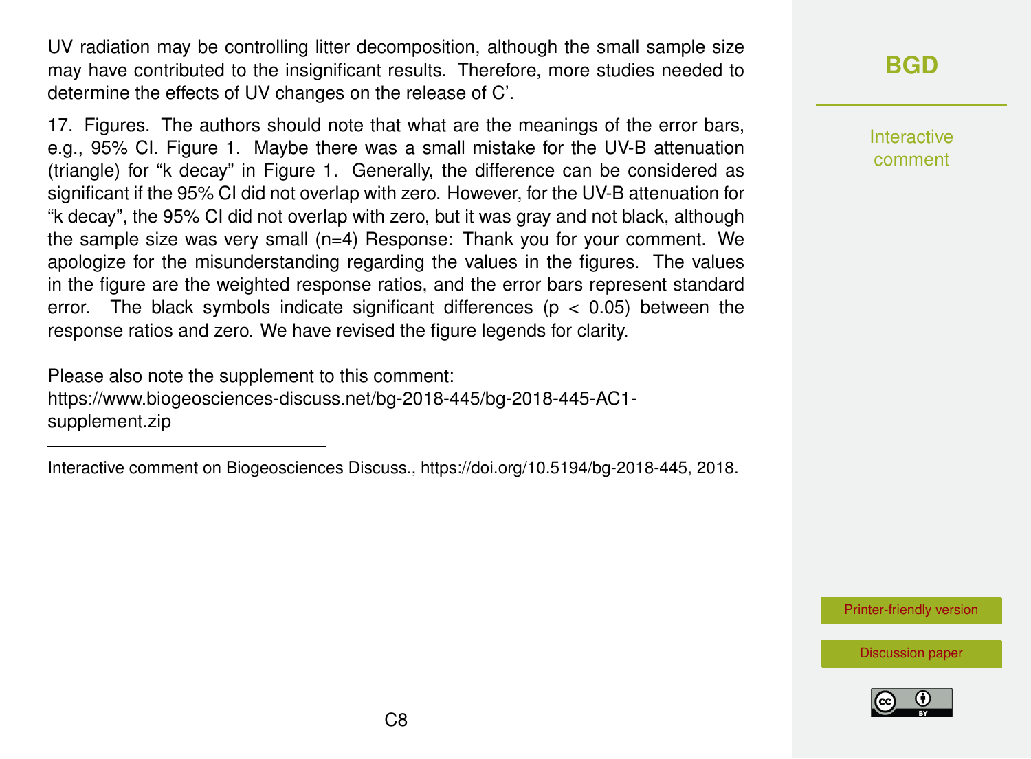UV radiation may be controlling litter decomposition, although the small sample size may have contributed to the insignificant results. Therefore, more studies needed to determine the effects of UV changes on the release of C'.

17. Figures. The authors should note that what are the meanings of the error bars, e.g., 95% CI. Figure 1. Maybe there was a small mistake for the UV-B attenuation (triangle) for "k decay" in Figure 1. Generally, the difference can be considered as significant if the 95% CI did not overlap with zero. However, for the UV-B attenuation for "k decay", the 95% CI did not overlap with zero, but it was gray and not black, although the sample size was very small (n=4) Response: Thank you for your comment. We apologize for the misunderstanding regarding the values in the figures. The values in the figure are the weighted response ratios, and the error bars represent standard error. The black symbols indicate significant differences ($p < 0.05$) between the response ratios and zero. We have revised the figure legends for clarity.

Please also note the supplement to this comment:
https://www.biogeosciences-discuss.net/bg-2018-445/bg-2018-445-AC1-supplement.zip

---

Interactive comment on Biogeosciences Discuss., https://doi.org/10.5194/bg-2018-445, 2018.